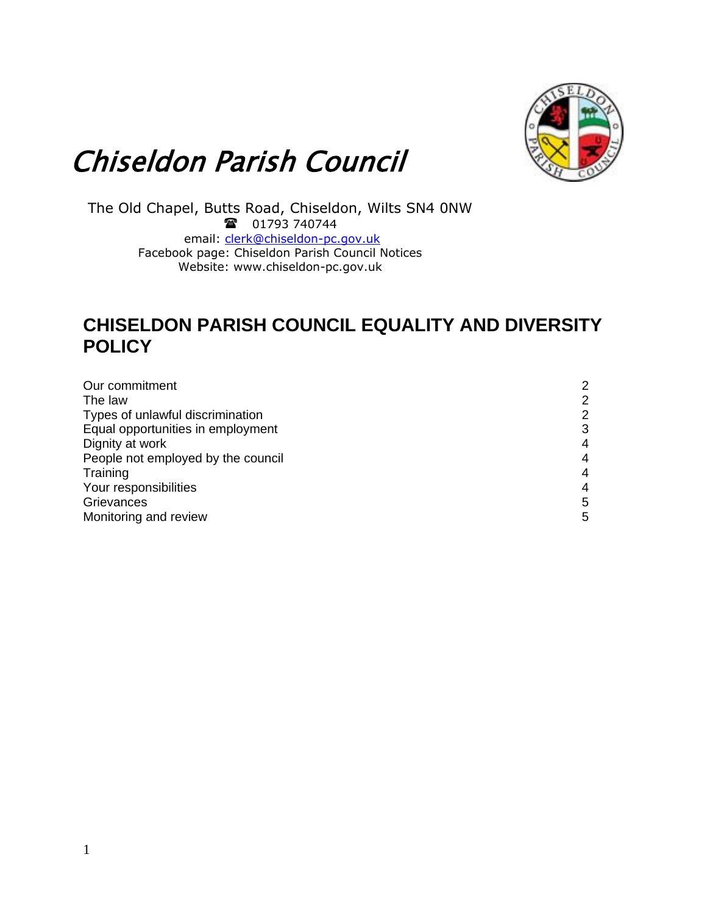# Chiseldon Parish Council

The Old Chapel, Butts Road, Chiseldon, Wilts SN4 0NW
☎ 01793 740744
email: clerk@chiseldon-pc.gov.uk
Facebook page: Chiseldon Parish Council Notices
Website: www.chiseldon-pc.gov.uk

## CHISELDON PARISH COUNCIL EQUALITY AND DIVERSITY POLICY

| | |
|---|---|
| Our commitment | 2 |
| The law | 2 |
| Types of unlawful discrimination | 2 |
| Equal opportunities in employment | 3 |
| Dignity at work | 4 |
| People not employed by the council | 4 |
| Training | 4 |
| Your responsibilities | 4 |
| Grievances | 5 |
| Monitoring and review | 5 |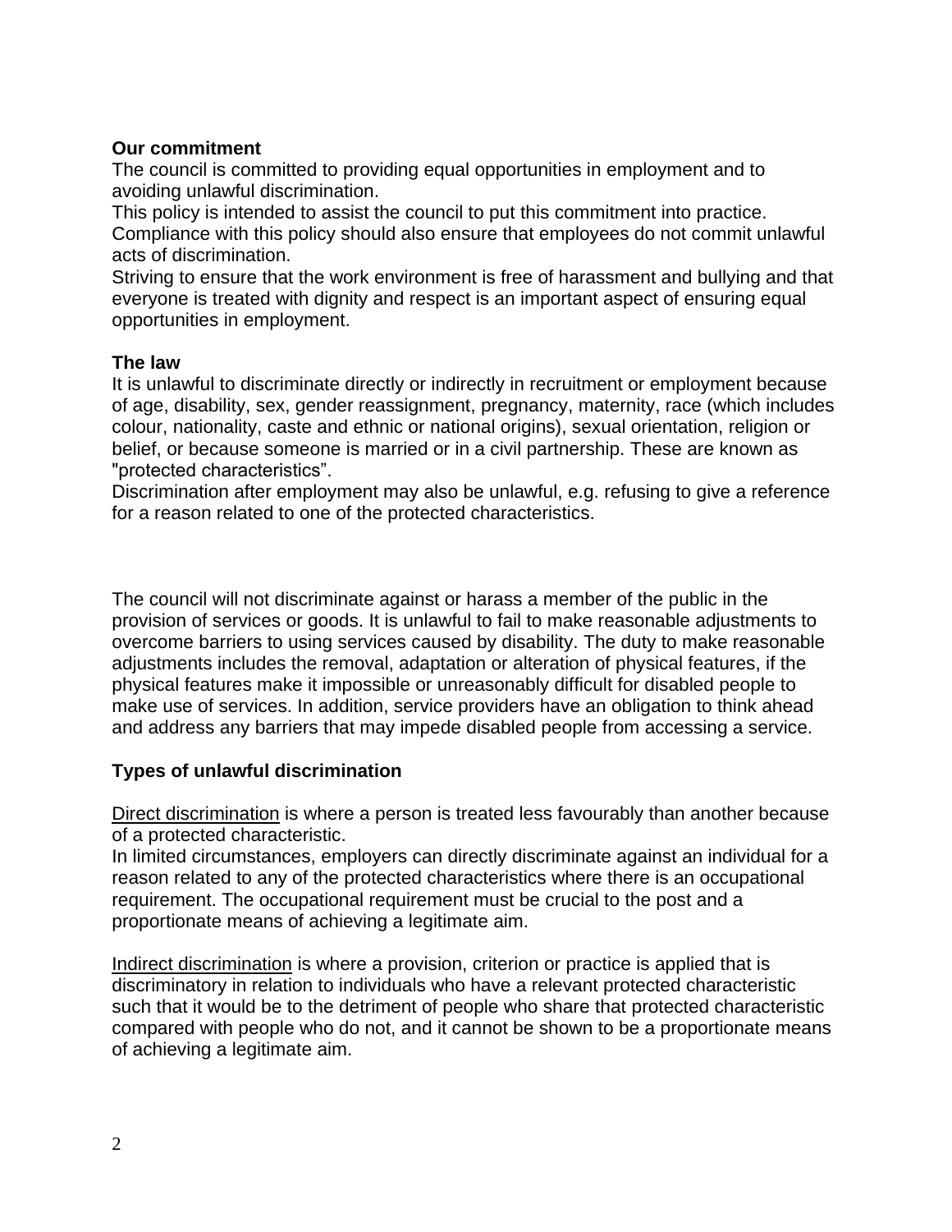**Our commitment**

The council is committed to providing equal opportunities in employment and to avoiding unlawful discrimination.

This policy is intended to assist the council to put this commitment into practice. Compliance with this policy should also ensure that employees do not commit unlawful acts of discrimination.

Striving to ensure that the work environment is free of harassment and bullying and that everyone is treated with dignity and respect is an important aspect of ensuring equal opportunities in employment.

**The law**

It is unlawful to discriminate directly or indirectly in recruitment or employment because of age, disability, sex, gender reassignment, pregnancy, maternity, race (which includes colour, nationality, caste and ethnic or national origins), sexual orientation, religion or belief, or because someone is married or in a civil partnership. These are known as "protected characteristics".

Discrimination after employment may also be unlawful, e.g. refusing to give a reference for a reason related to one of the protected characteristics.

The council will not discriminate against or harass a member of the public in the provision of services or goods. It is unlawful to fail to make reasonable adjustments to overcome barriers to using services caused by disability. The duty to make reasonable adjustments includes the removal, adaptation or alteration of physical features, if the physical features make it impossible or unreasonably difficult for disabled people to make use of services. In addition, service providers have an obligation to think ahead and address any barriers that may impede disabled people from accessing a service.

**Types of unlawful discrimination**

<u>Direct discrimination</u> is where a person is treated less favourably than another because of a protected characteristic.

In limited circumstances, employers can directly discriminate against an individual for a reason related to any of the protected characteristics where there is an occupational requirement. The occupational requirement must be crucial to the post and a proportionate means of achieving a legitimate aim.

<u>Indirect discrimination</u> is where a provision, criterion or practice is applied that is discriminatory in relation to individuals who have a relevant protected characteristic such that it would be to the detriment of people who share that protected characteristic compared with people who do not, and it cannot be shown to be a proportionate means of achieving a legitimate aim.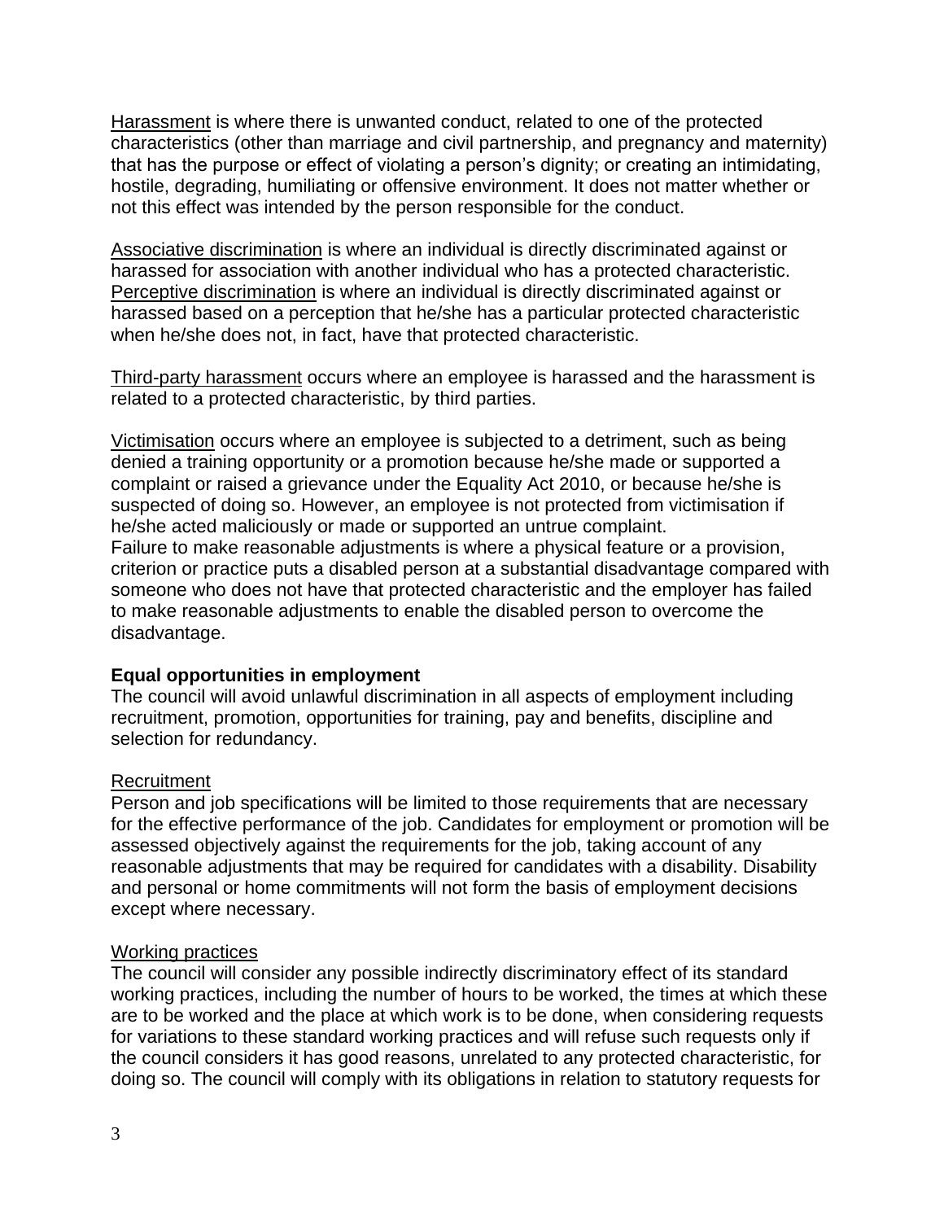Harassment is where there is unwanted conduct, related to one of the protected characteristics (other than marriage and civil partnership, and pregnancy and maternity) that has the purpose or effect of violating a person's dignity; or creating an intimidating, hostile, degrading, humiliating or offensive environment. It does not matter whether or not this effect was intended by the person responsible for the conduct.

Associative discrimination is where an individual is directly discriminated against or harassed for association with another individual who has a protected characteristic. Perceptive discrimination is where an individual is directly discriminated against or harassed based on a perception that he/she has a particular protected characteristic when he/she does not, in fact, have that protected characteristic.

Third-party harassment occurs where an employee is harassed and the harassment is related to a protected characteristic, by third parties.

Victimisation occurs where an employee is subjected to a detriment, such as being denied a training opportunity or a promotion because he/she made or supported a complaint or raised a grievance under the Equality Act 2010, or because he/she is suspected of doing so. However, an employee is not protected from victimisation if he/she acted maliciously or made or supported an untrue complaint.
Failure to make reasonable adjustments is where a physical feature or a provision, criterion or practice puts a disabled person at a substantial disadvantage compared with someone who does not have that protected characteristic and the employer has failed to make reasonable adjustments to enable the disabled person to overcome the disadvantage.

**Equal opportunities in employment**
The council will avoid unlawful discrimination in all aspects of employment including recruitment, promotion, opportunities for training, pay and benefits, discipline and selection for redundancy.

Recruitment
Person and job specifications will be limited to those requirements that are necessary for the effective performance of the job. Candidates for employment or promotion will be assessed objectively against the requirements for the job, taking account of any reasonable adjustments that may be required for candidates with a disability. Disability and personal or home commitments will not form the basis of employment decisions except where necessary.

Working practices
The council will consider any possible indirectly discriminatory effect of its standard working practices, including the number of hours to be worked, the times at which these are to be worked and the place at which work is to be done, when considering requests for variations to these standard working practices and will refuse such requests only if the council considers it has good reasons, unrelated to any protected characteristic, for doing so. The council will comply with its obligations in relation to statutory requests for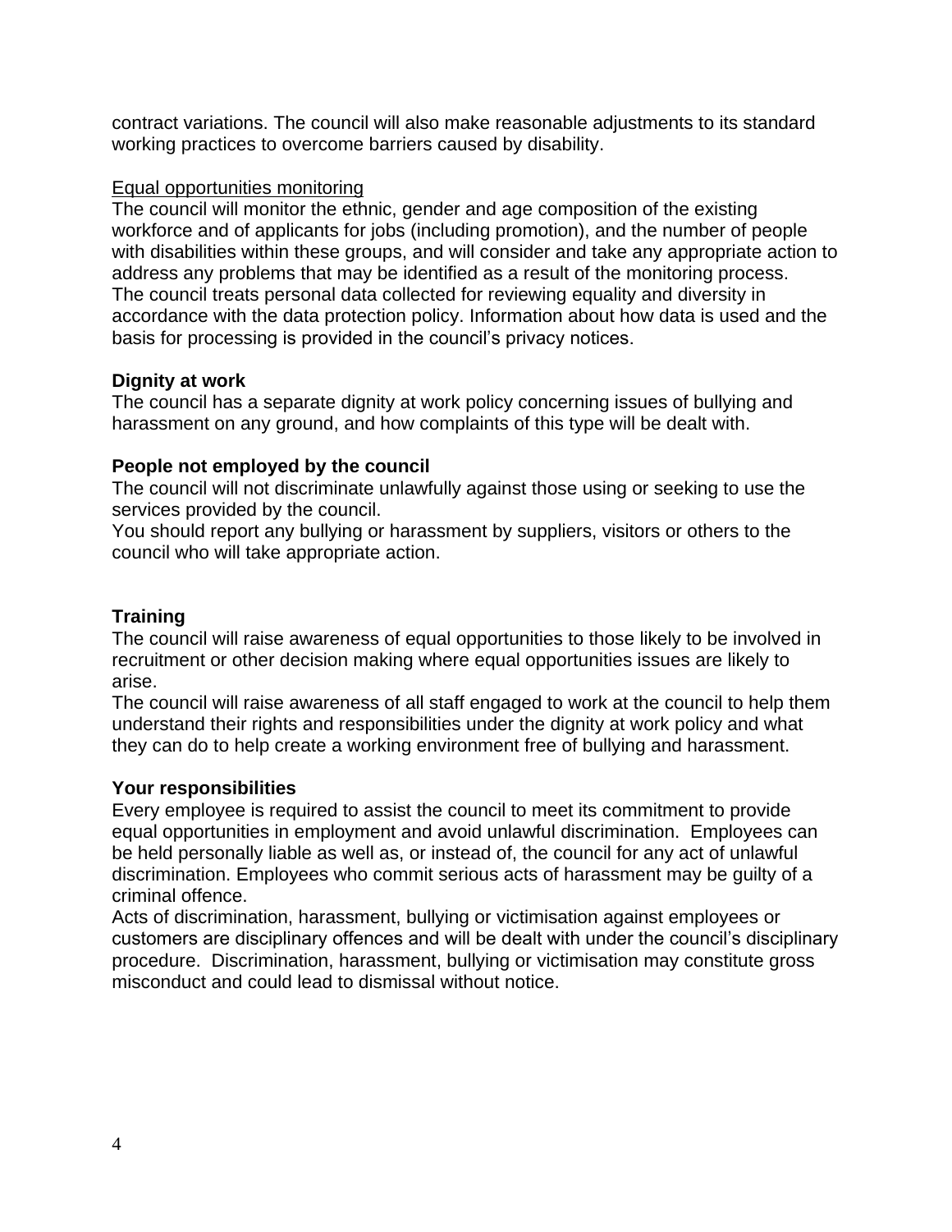contract variations. The council will also make reasonable adjustments to its standard working practices to overcome barriers caused by disability.

Equal opportunities monitoring

The council will monitor the ethnic, gender and age composition of the existing workforce and of applicants for jobs (including promotion), and the number of people with disabilities within these groups, and will consider and take any appropriate action to address any problems that may be identified as a result of the monitoring process.
The council treats personal data collected for reviewing equality and diversity in accordance with the data protection policy. Information about how data is used and the basis for processing is provided in the council's privacy notices.

**Dignity at work**

The council has a separate dignity at work policy concerning issues of bullying and harassment on any ground, and how complaints of this type will be dealt with.

**People not employed by the council**

The council will not discriminate unlawfully against those using or seeking to use the services provided by the council.
You should report any bullying or harassment by suppliers, visitors or others to the council who will take appropriate action.

**Training**

The council will raise awareness of equal opportunities to those likely to be involved in recruitment or other decision making where equal opportunities issues are likely to arise.
The council will raise awareness of all staff engaged to work at the council to help them understand their rights and responsibilities under the dignity at work policy and what they can do to help create a working environment free of bullying and harassment.

**Your responsibilities**

Every employee is required to assist the council to meet its commitment to provide equal opportunities in employment and avoid unlawful discrimination. Employees can be held personally liable as well as, or instead of, the council for any act of unlawful discrimination. Employees who commit serious acts of harassment may be guilty of a criminal offence.
Acts of discrimination, harassment, bullying or victimisation against employees or customers are disciplinary offences and will be dealt with under the council's disciplinary procedure. Discrimination, harassment, bullying or victimisation may constitute gross misconduct and could lead to dismissal without notice.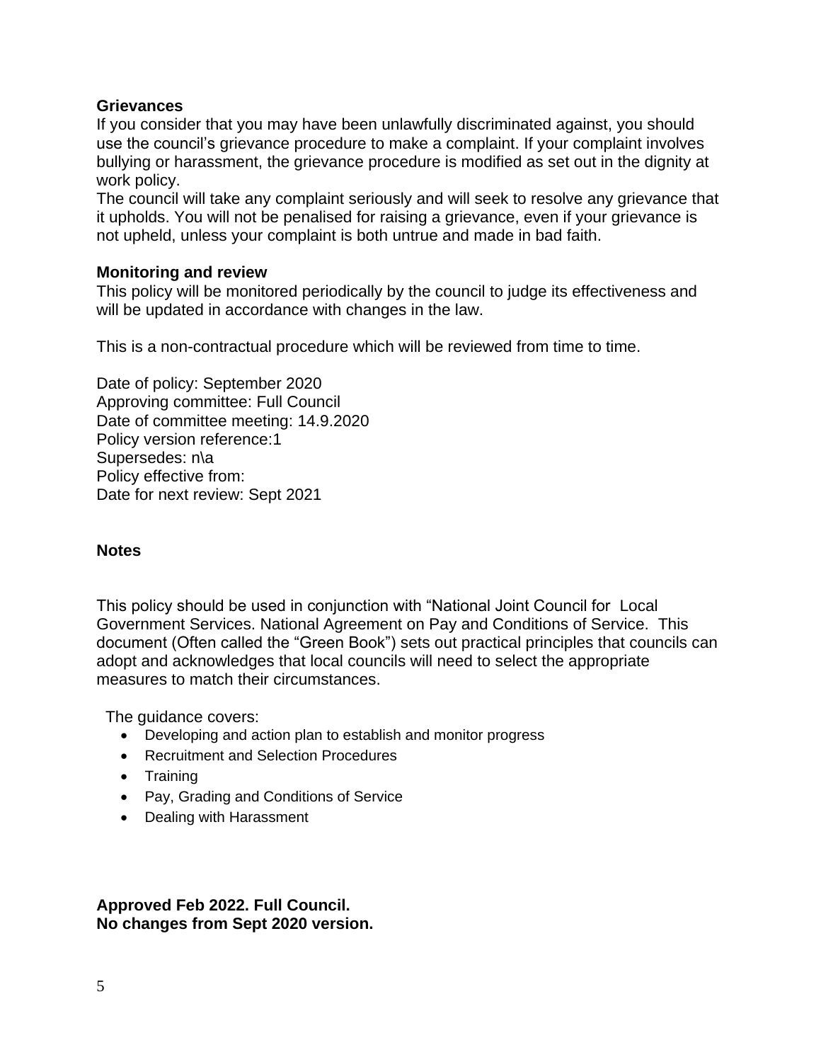**Grievances**

If you consider that you may have been unlawfully discriminated against, you should use the council's grievance procedure to make a complaint. If your complaint involves bullying or harassment, the grievance procedure is modified as set out in the dignity at work policy.

The council will take any complaint seriously and will seek to resolve any grievance that it upholds. You will not be penalised for raising a grievance, even if your grievance is not upheld, unless your complaint is both untrue and made in bad faith.

**Monitoring and review**

This policy will be monitored periodically by the council to judge its effectiveness and will be updated in accordance with changes in the law.

This is a non-contractual procedure which will be reviewed from time to time.

Date of policy: September 2020
Approving committee: Full Council
Date of committee meeting: 14.9.2020
Policy version reference:1
Supersedes: n\a
Policy effective from:
Date for next review: Sept 2021

**Notes**

This policy should be used in conjunction with "National Joint Council for Local Government Services. National Agreement on Pay and Conditions of Service. This document (Often called the "Green Book") sets out practical principles that councils can adopt and acknowledges that local councils will need to select the appropriate measures to match their circumstances.

The guidance covers:

- Developing and action plan to establish and monitor progress
- Recruitment and Selection Procedures
- Training
- Pay, Grading and Conditions of Service
- Dealing with Harassment

**Approved Feb 2022. Full Council.**
**No changes from Sept 2020 version.**